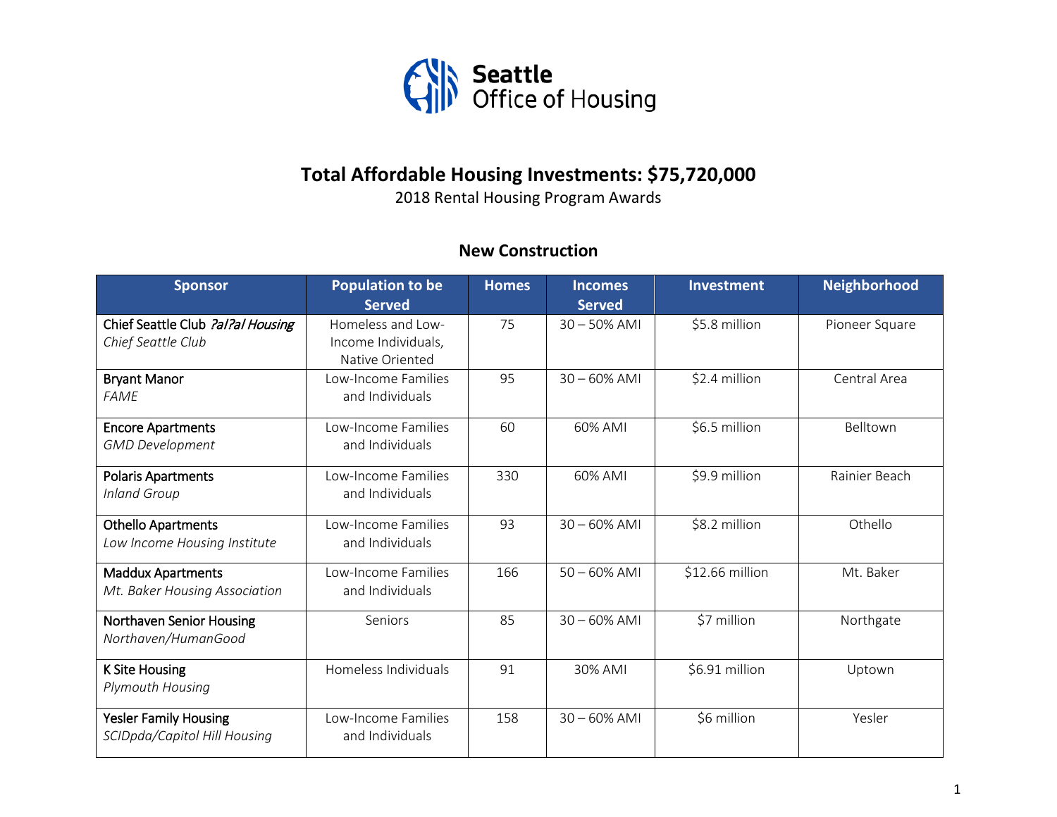Seattle Office of Housing

# Total Affordable Housing Investments: $75,720,000

2018 Rental Housing Program Awards

## New Construction

| Sponsor | Population to be Served | Homes | Incomes Served | Investment | Neighborhood |
|---|---|---|---|---|---|
| Chief Seattle Club *ʔalʔal Housing* *Chief Seattle Club* | Homeless and Low-Income Individuals, Native Oriented | 75 | 30 – 50% AMI | $5.8 million | Pioneer Square |
| Bryant Manor *FAME* | Low-Income Families and Individuals | 95 | 30 – 60% AMI | $2.4 million | Central Area |
| Encore Apartments *GMD Development* | Low-Income Families and Individuals | 60 | 60% AMI | $6.5 million | Belltown |
| Polaris Apartments *Inland Group* | Low-Income Families and Individuals | 330 | 60% AMI | $9.9 million | Rainier Beach |
| Othello Apartments *Low Income Housing Institute* | Low-Income Families and Individuals | 93 | 30 – 60% AMI | $8.2 million | Othello |
| Maddux Apartments *Mt. Baker Housing Association* | Low-Income Families and Individuals | 166 | 50 – 60% AMI | $12.66 million | Mt. Baker |
| Northaven Senior Housing *Northaven/HumanGood* | Seniors | 85 | 30 – 60% AMI | $7 million | Northgate |
| K Site Housing *Plymouth Housing* | Homeless Individuals | 91 | 30% AMI | $6.91 million | Uptown |
| Yesler Family Housing *SCIDpda/Capitol Hill Housing* | Low-Income Families and Individuals | 158 | 30 – 60% AMI | $6 million | Yesler |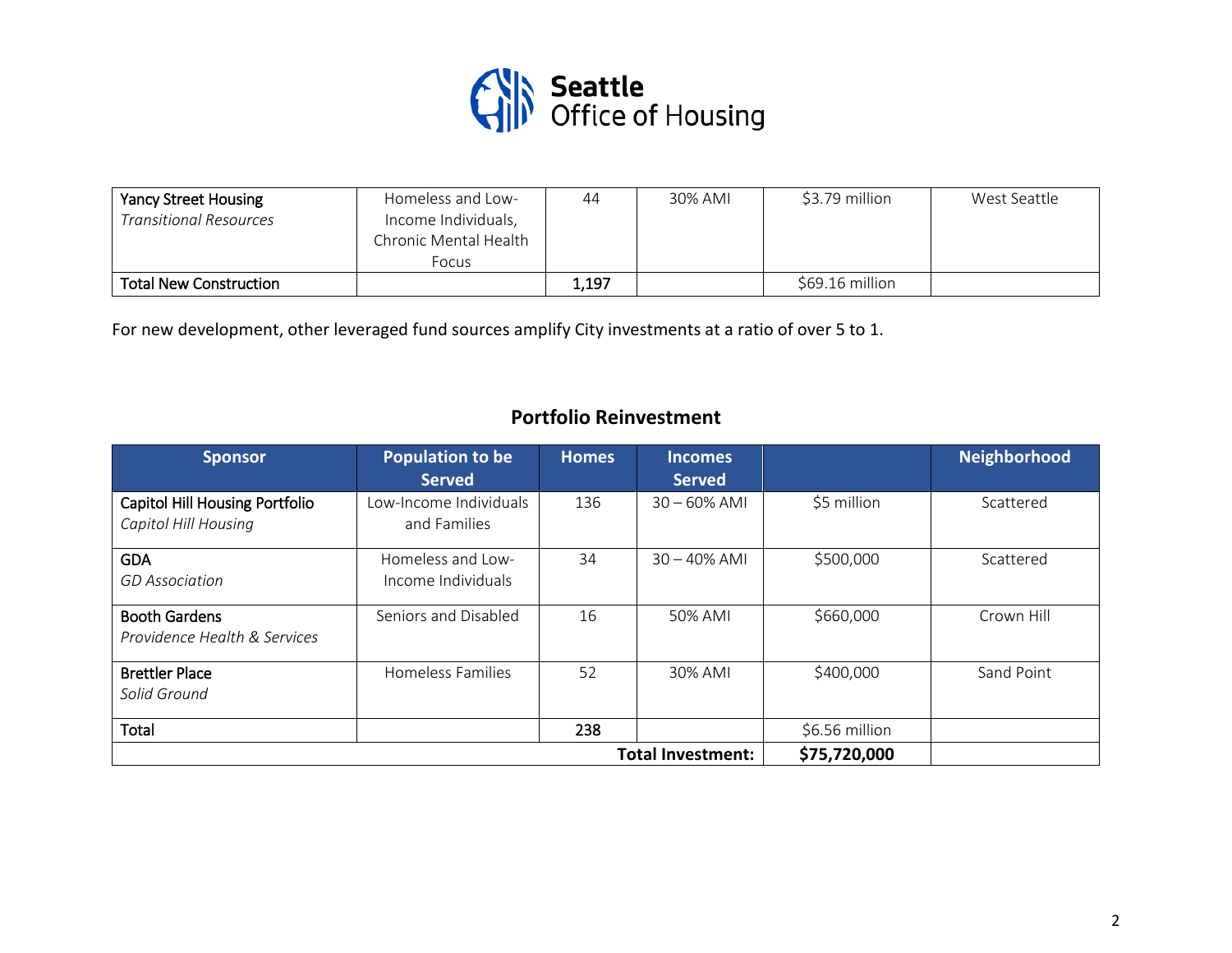| | | | | | |
|---|---|---|---|---|---|
| **Yancy Street Housing** *Transitional Resources* | Homeless and Low-Income Individuals, Chronic Mental Health Focus | 44 | 30% AMI | $3.79 million | West Seattle |
| **Total New Construction** | | **1,197** | | $69.16 million | |

For new development, other leveraged fund sources amplify City investments at a ratio of over 5 to 1.

## Portfolio Reinvestment

| Sponsor | Population to be Served | Homes | Incomes Served | | Neighborhood |
|---|---|---|---|---|---|
| **Capitol Hill Housing Portfolio** *Capitol Hill Housing* | Low-Income Individuals and Families | 136 | 30 – 60% AMI | $5 million | Scattered |
| **GDA** *GD Association* | Homeless and Low-Income Individuals | 34 | 30 – 40% AMI | $500,000 | Scattered |
| **Booth Gardens** *Providence Health & Services* | Seniors and Disabled | 16 | 50% AMI | $660,000 | Crown Hill |
| **Brettler Place** *Solid Ground* | Homeless Families | 52 | 30% AMI | $400,000 | Sand Point |
| **Total** | | **238** | | $6.56 million | |
| | | | **Total Investment:** | **$75,720,000** | |